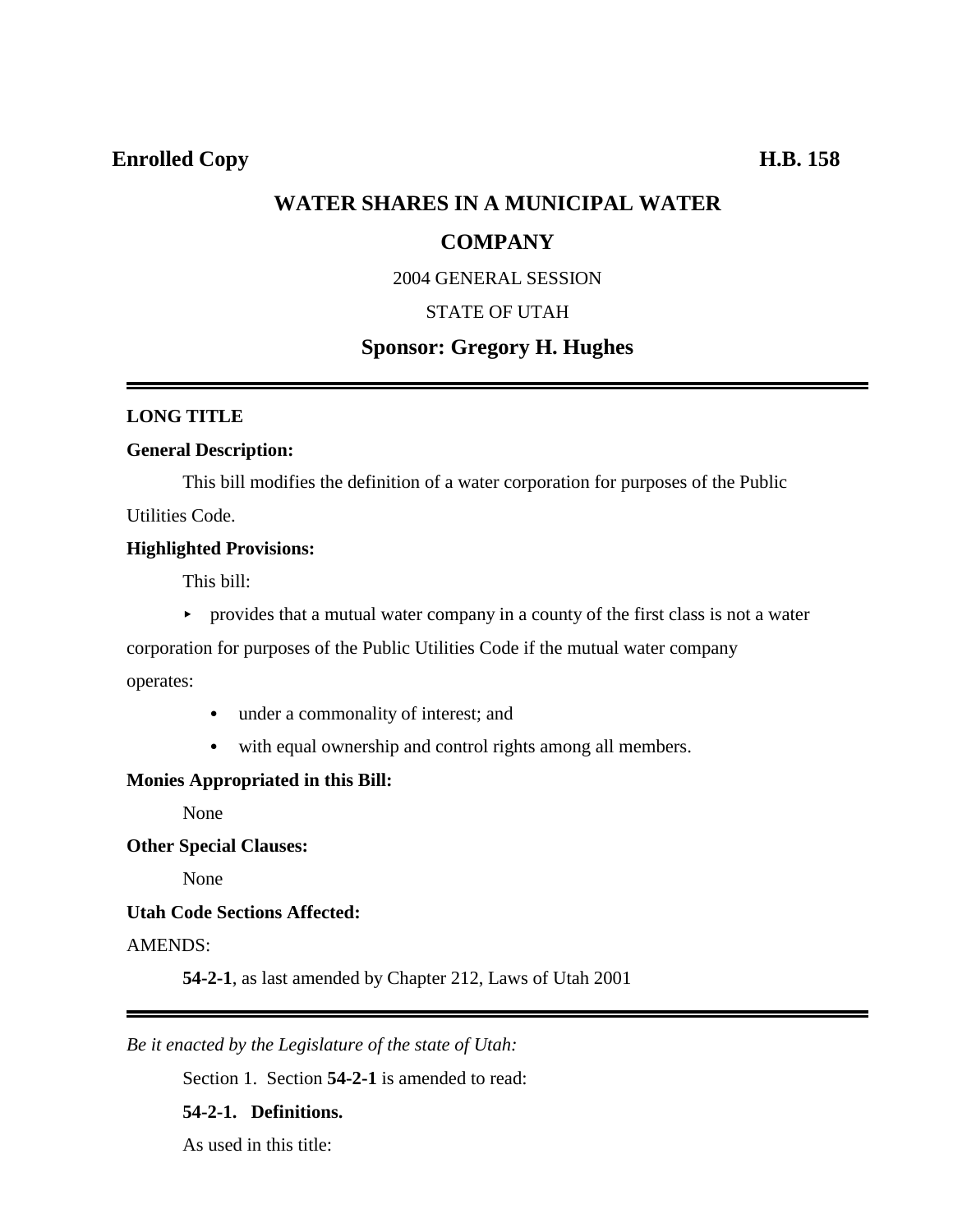**Enrolled Copy** **H.B. 158**

# WATER SHARES IN A MUNICIPAL WATER COMPANY

2004 GENERAL SESSION

STATE OF UTAH

## Sponsor: Gregory H. Hughes

---

**LONG TITLE**

**General Description:**

This bill modifies the definition of a water corporation for purposes of the Public Utilities Code.

**Highlighted Provisions:**

This bill:

- provides that a mutual water company in a county of the first class is not a water corporation for purposes of the Public Utilities Code if the mutual water company operates:
  - under a commonality of interest; and
  - with equal ownership and control rights among all members.

**Monies Appropriated in this Bill:**

None

**Other Special Clauses:**

None

**Utah Code Sections Affected:**

AMENDS:

**54-2-1**, as last amended by Chapter 212, Laws of Utah 2001

---

*Be it enacted by the Legislature of the state of Utah:*

Section 1. Section **54-2-1** is amended to read:

**54-2-1. Definitions.**

As used in this title: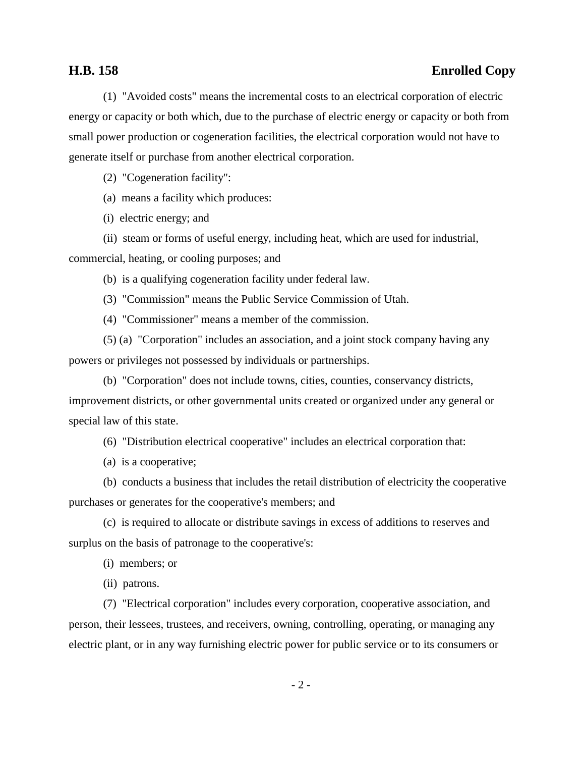(1) "Avoided costs" means the incremental costs to an electrical corporation of electric energy or capacity or both which, due to the purchase of electric energy or capacity or both from small power production or cogeneration facilities, the electrical corporation would not have to generate itself or purchase from another electrical corporation.

(2) "Cogeneration facility":

(a) means a facility which produces:

(i) electric energy; and

(ii) steam or forms of useful energy, including heat, which are used for industrial, commercial, heating, or cooling purposes; and

(b) is a qualifying cogeneration facility under federal law.

(3) "Commission" means the Public Service Commission of Utah.

(4) "Commissioner" means a member of the commission.

(5) (a) "Corporation" includes an association, and a joint stock company having any powers or privileges not possessed by individuals or partnerships.

(b) "Corporation" does not include towns, cities, counties, conservancy districts, improvement districts, or other governmental units created or organized under any general or special law of this state.

(6) "Distribution electrical cooperative" includes an electrical corporation that:

(a) is a cooperative;

(b) conducts a business that includes the retail distribution of electricity the cooperative purchases or generates for the cooperative's members; and

(c) is required to allocate or distribute savings in excess of additions to reserves and surplus on the basis of patronage to the cooperative's:

(i) members; or

(ii) patrons.

(7) "Electrical corporation" includes every corporation, cooperative association, and person, their lessees, trustees, and receivers, owning, controlling, operating, or managing any electric plant, or in any way furnishing electric power for public service or to its consumers or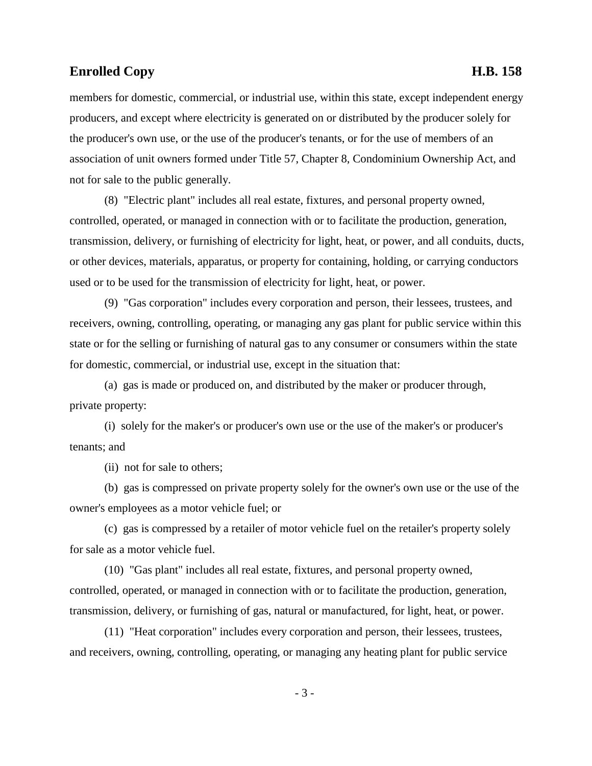members for domestic, commercial, or industrial use, within this state, except independent energy producers, and except where electricity is generated on or distributed by the producer solely for the producer's own use, or the use of the producer's tenants, or for the use of members of an association of unit owners formed under Title 57, Chapter 8, Condominium Ownership Act, and not for sale to the public generally.

(8) "Electric plant" includes all real estate, fixtures, and personal property owned, controlled, operated, or managed in connection with or to facilitate the production, generation, transmission, delivery, or furnishing of electricity for light, heat, or power, and all conduits, ducts, or other devices, materials, apparatus, or property for containing, holding, or carrying conductors used or to be used for the transmission of electricity for light, heat, or power.

(9) "Gas corporation" includes every corporation and person, their lessees, trustees, and receivers, owning, controlling, operating, or managing any gas plant for public service within this state or for the selling or furnishing of natural gas to any consumer or consumers within the state for domestic, commercial, or industrial use, except in the situation that:

(a) gas is made or produced on, and distributed by the maker or producer through, private property:

(i) solely for the maker's or producer's own use or the use of the maker's or producer's tenants; and

(ii) not for sale to others;

(b) gas is compressed on private property solely for the owner's own use or the use of the owner's employees as a motor vehicle fuel; or

(c) gas is compressed by a retailer of motor vehicle fuel on the retailer's property solely for sale as a motor vehicle fuel.

(10) "Gas plant" includes all real estate, fixtures, and personal property owned, controlled, operated, or managed in connection with or to facilitate the production, generation, transmission, delivery, or furnishing of gas, natural or manufactured, for light, heat, or power.

(11) "Heat corporation" includes every corporation and person, their lessees, trustees, and receivers, owning, controlling, operating, or managing any heating plant for public service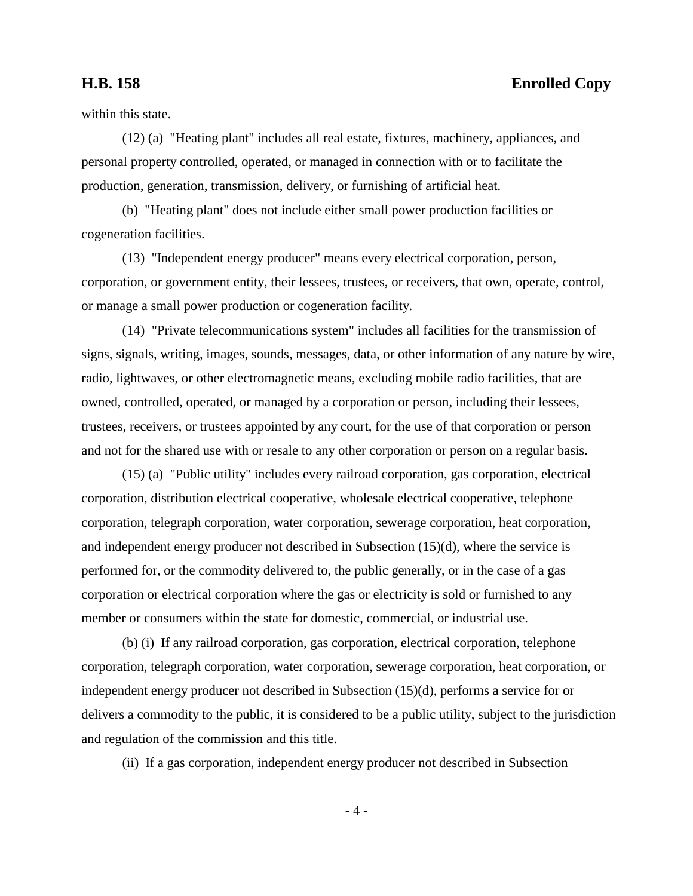within this state.

(12) (a) "Heating plant" includes all real estate, fixtures, machinery, appliances, and personal property controlled, operated, or managed in connection with or to facilitate the production, generation, transmission, delivery, or furnishing of artificial heat.

(b) "Heating plant" does not include either small power production facilities or cogeneration facilities.

(13) "Independent energy producer" means every electrical corporation, person, corporation, or government entity, their lessees, trustees, or receivers, that own, operate, control, or manage a small power production or cogeneration facility.

(14) "Private telecommunications system" includes all facilities for the transmission of signs, signals, writing, images, sounds, messages, data, or other information of any nature by wire, radio, lightwaves, or other electromagnetic means, excluding mobile radio facilities, that are owned, controlled, operated, or managed by a corporation or person, including their lessees, trustees, receivers, or trustees appointed by any court, for the use of that corporation or person and not for the shared use with or resale to any other corporation or person on a regular basis.

(15) (a) "Public utility" includes every railroad corporation, gas corporation, electrical corporation, distribution electrical cooperative, wholesale electrical cooperative, telephone corporation, telegraph corporation, water corporation, sewerage corporation, heat corporation, and independent energy producer not described in Subsection (15)(d), where the service is performed for, or the commodity delivered to, the public generally, or in the case of a gas corporation or electrical corporation where the gas or electricity is sold or furnished to any member or consumers within the state for domestic, commercial, or industrial use.

(b) (i) If any railroad corporation, gas corporation, electrical corporation, telephone corporation, telegraph corporation, water corporation, sewerage corporation, heat corporation, or independent energy producer not described in Subsection (15)(d), performs a service for or delivers a commodity to the public, it is considered to be a public utility, subject to the jurisdiction and regulation of the commission and this title.

(ii) If a gas corporation, independent energy producer not described in Subsection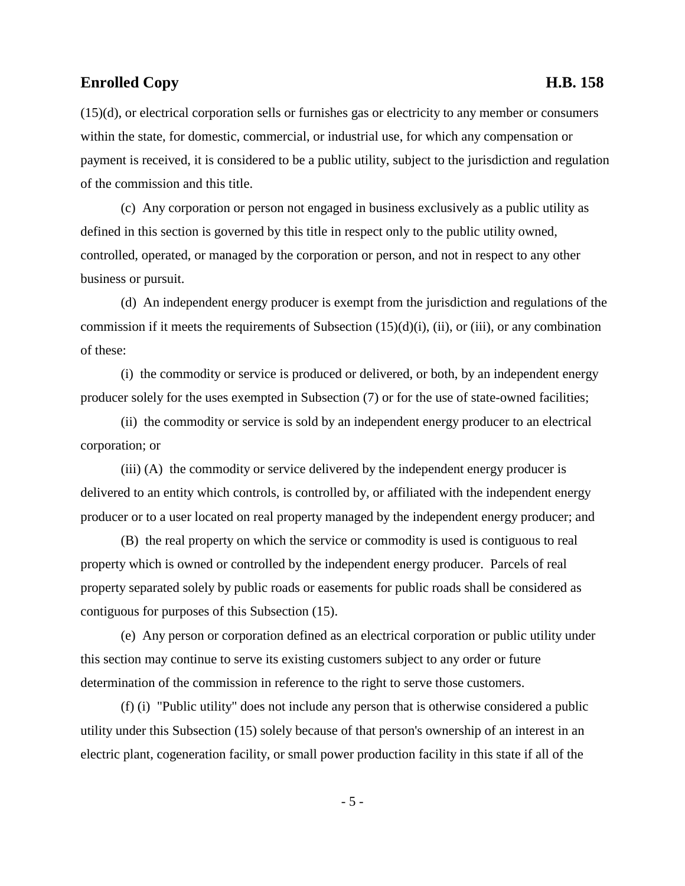(15)(d), or electrical corporation sells or furnishes gas or electricity to any member or consumers within the state, for domestic, commercial, or industrial use, for which any compensation or payment is received, it is considered to be a public utility, subject to the jurisdiction and regulation of the commission and this title.

(c) Any corporation or person not engaged in business exclusively as a public utility as defined in this section is governed by this title in respect only to the public utility owned, controlled, operated, or managed by the corporation or person, and not in respect to any other business or pursuit.

(d) An independent energy producer is exempt from the jurisdiction and regulations of the commission if it meets the requirements of Subsection (15)(d)(i), (ii), or (iii), or any combination of these:

(i) the commodity or service is produced or delivered, or both, by an independent energy producer solely for the uses exempted in Subsection (7) or for the use of state-owned facilities;

(ii) the commodity or service is sold by an independent energy producer to an electrical corporation; or

(iii) (A) the commodity or service delivered by the independent energy producer is delivered to an entity which controls, is controlled by, or affiliated with the independent energy producer or to a user located on real property managed by the independent energy producer; and

(B) the real property on which the service or commodity is used is contiguous to real property which is owned or controlled by the independent energy producer. Parcels of real property separated solely by public roads or easements for public roads shall be considered as contiguous for purposes of this Subsection (15).

(e) Any person or corporation defined as an electrical corporation or public utility under this section may continue to serve its existing customers subject to any order or future determination of the commission in reference to the right to serve those customers.

(f) (i) "Public utility" does not include any person that is otherwise considered a public utility under this Subsection (15) solely because of that person's ownership of an interest in an electric plant, cogeneration facility, or small power production facility in this state if all of the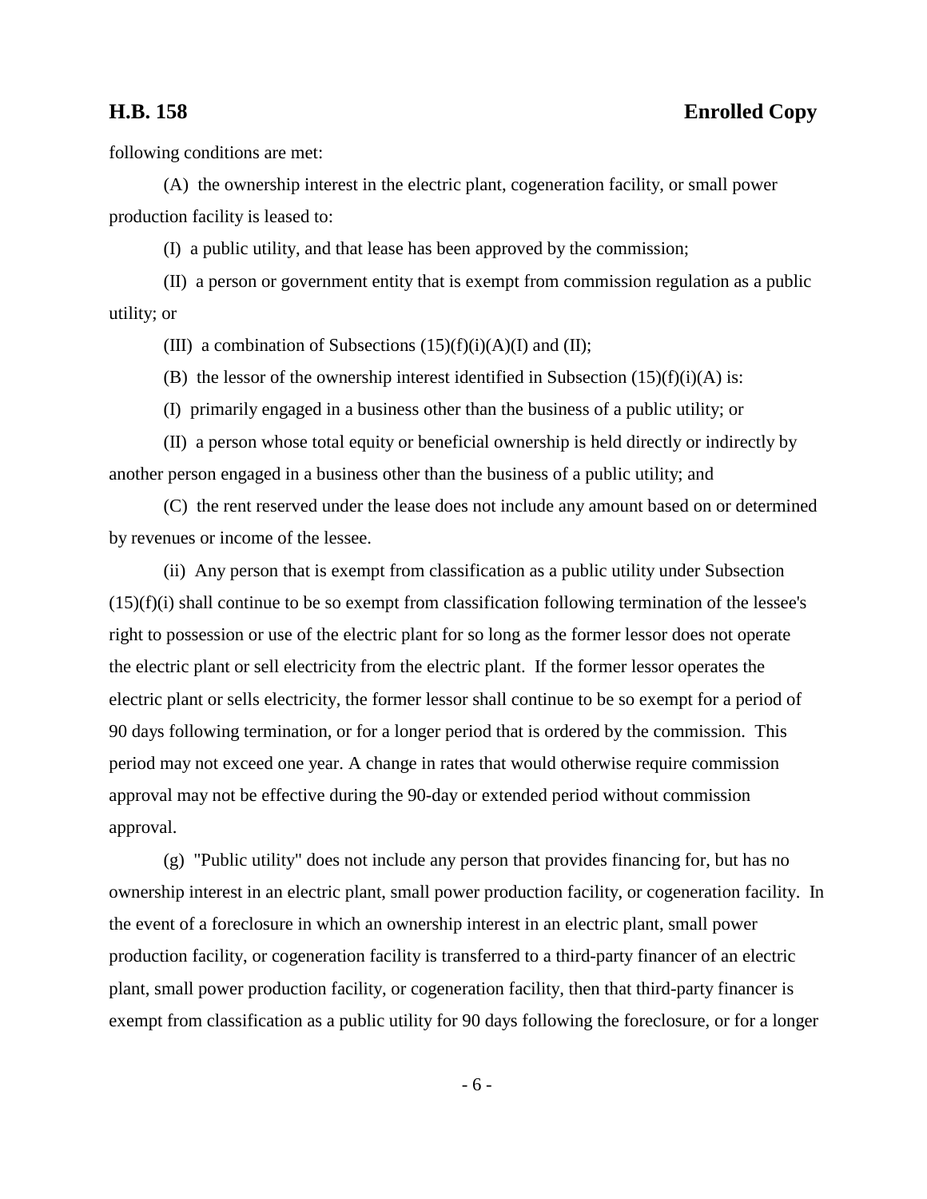following conditions are met:

(A) the ownership interest in the electric plant, cogeneration facility, or small power production facility is leased to:

(I) a public utility, and that lease has been approved by the commission;

(II) a person or government entity that is exempt from commission regulation as a public utility; or

(III) a combination of Subsections (15)(f)(i)(A)(I) and (II);

(B) the lessor of the ownership interest identified in Subsection (15)(f)(i)(A) is:

(I) primarily engaged in a business other than the business of a public utility; or

(II) a person whose total equity or beneficial ownership is held directly or indirectly by another person engaged in a business other than the business of a public utility; and

(C) the rent reserved under the lease does not include any amount based on or determined by revenues or income of the lessee.

(ii) Any person that is exempt from classification as a public utility under Subsection (15)(f)(i) shall continue to be so exempt from classification following termination of the lessee's right to possession or use of the electric plant for so long as the former lessor does not operate the electric plant or sell electricity from the electric plant. If the former lessor operates the electric plant or sells electricity, the former lessor shall continue to be so exempt for a period of 90 days following termination, or for a longer period that is ordered by the commission. This period may not exceed one year. A change in rates that would otherwise require commission approval may not be effective during the 90-day or extended period without commission approval.

(g) "Public utility" does not include any person that provides financing for, but has no ownership interest in an electric plant, small power production facility, or cogeneration facility. In the event of a foreclosure in which an ownership interest in an electric plant, small power production facility, or cogeneration facility is transferred to a third-party financer of an electric plant, small power production facility, or cogeneration facility, then that third-party financer is exempt from classification as a public utility for 90 days following the foreclosure, or for a longer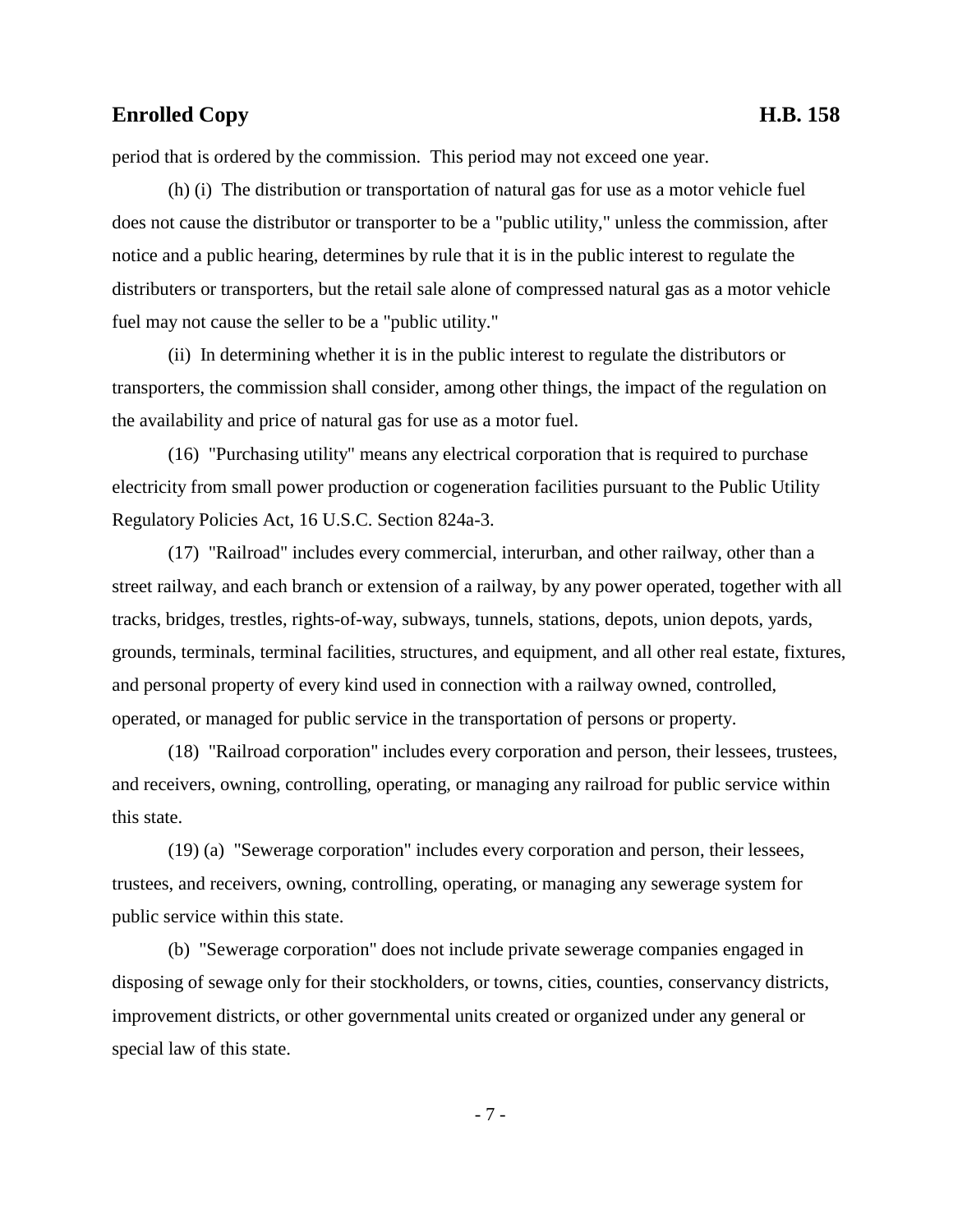period that is ordered by the commission. This period may not exceed one year.

(h) (i) The distribution or transportation of natural gas for use as a motor vehicle fuel does not cause the distributor or transporter to be a "public utility," unless the commission, after notice and a public hearing, determines by rule that it is in the public interest to regulate the distributers or transporters, but the retail sale alone of compressed natural gas as a motor vehicle fuel may not cause the seller to be a "public utility."

(ii) In determining whether it is in the public interest to regulate the distributors or transporters, the commission shall consider, among other things, the impact of the regulation on the availability and price of natural gas for use as a motor fuel.

(16) "Purchasing utility" means any electrical corporation that is required to purchase electricity from small power production or cogeneration facilities pursuant to the Public Utility Regulatory Policies Act, 16 U.S.C. Section 824a-3.

(17) "Railroad" includes every commercial, interurban, and other railway, other than a street railway, and each branch or extension of a railway, by any power operated, together with all tracks, bridges, trestles, rights-of-way, subways, tunnels, stations, depots, union depots, yards, grounds, terminals, terminal facilities, structures, and equipment, and all other real estate, fixtures, and personal property of every kind used in connection with a railway owned, controlled, operated, or managed for public service in the transportation of persons or property.

(18) "Railroad corporation" includes every corporation and person, their lessees, trustees, and receivers, owning, controlling, operating, or managing any railroad for public service within this state.

(19) (a) "Sewerage corporation" includes every corporation and person, their lessees, trustees, and receivers, owning, controlling, operating, or managing any sewerage system for public service within this state.

(b) "Sewerage corporation" does not include private sewerage companies engaged in disposing of sewage only for their stockholders, or towns, cities, counties, conservancy districts, improvement districts, or other governmental units created or organized under any general or special law of this state.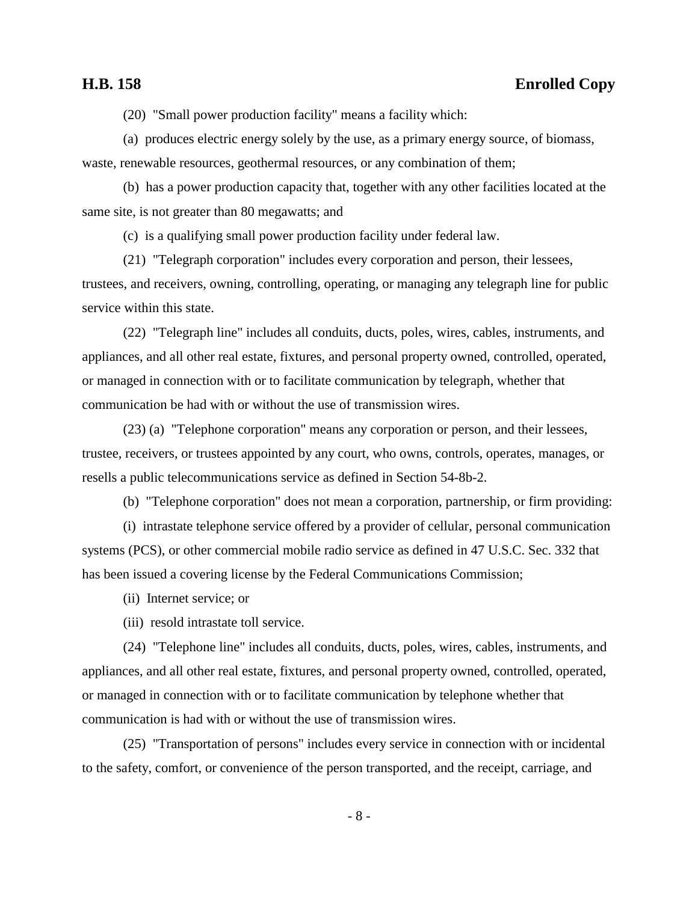(20) "Small power production facility" means a facility which:

(a) produces electric energy solely by the use, as a primary energy source, of biomass, waste, renewable resources, geothermal resources, or any combination of them;

(b) has a power production capacity that, together with any other facilities located at the same site, is not greater than 80 megawatts; and

(c) is a qualifying small power production facility under federal law.

(21) "Telegraph corporation" includes every corporation and person, their lessees, trustees, and receivers, owning, controlling, operating, or managing any telegraph line for public service within this state.

(22) "Telegraph line" includes all conduits, ducts, poles, wires, cables, instruments, and appliances, and all other real estate, fixtures, and personal property owned, controlled, operated, or managed in connection with or to facilitate communication by telegraph, whether that communication be had with or without the use of transmission wires.

(23) (a) "Telephone corporation" means any corporation or person, and their lessees, trustee, receivers, or trustees appointed by any court, who owns, controls, operates, manages, or resells a public telecommunications service as defined in Section 54-8b-2.

(b) "Telephone corporation" does not mean a corporation, partnership, or firm providing:

(i) intrastate telephone service offered by a provider of cellular, personal communication systems (PCS), or other commercial mobile radio service as defined in 47 U.S.C. Sec. 332 that has been issued a covering license by the Federal Communications Commission;

(ii) Internet service; or

(iii) resold intrastate toll service.

(24) "Telephone line" includes all conduits, ducts, poles, wires, cables, instruments, and appliances, and all other real estate, fixtures, and personal property owned, controlled, operated, or managed in connection with or to facilitate communication by telephone whether that communication is had with or without the use of transmission wires.

(25) "Transportation of persons" includes every service in connection with or incidental to the safety, comfort, or convenience of the person transported, and the receipt, carriage, and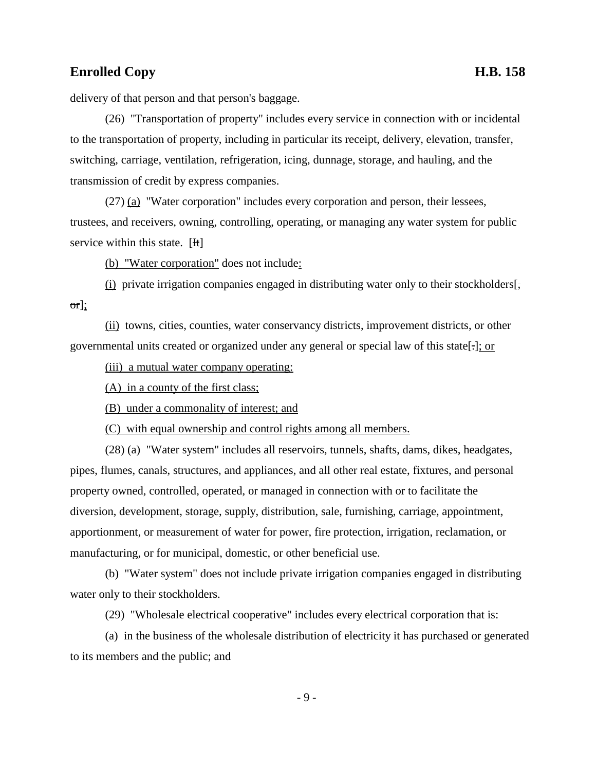delivery of that person and that person's baggage.

(26) "Transportation of property" includes every service in connection with or incidental to the transportation of property, including in particular its receipt, delivery, elevation, transfer, switching, carriage, ventilation, refrigeration, icing, dunnage, storage, and hauling, and the transmission of credit by express companies.

(27) (a) "Water corporation" includes every corporation and person, their lessees, trustees, and receivers, owning, controlling, operating, or managing any water system for public service within this state. [It]

(b) "Water corporation" does not include:

(i) private irrigation companies engaged in distributing water only to their stockholders[, or];

(ii) towns, cities, counties, water conservancy districts, improvement districts, or other governmental units created or organized under any general or special law of this state[.]; or

(iii) a mutual water company operating:

(A) in a county of the first class;

(B) under a commonality of interest; and

(C) with equal ownership and control rights among all members.

(28) (a) "Water system" includes all reservoirs, tunnels, shafts, dams, dikes, headgates, pipes, flumes, canals, structures, and appliances, and all other real estate, fixtures, and personal property owned, controlled, operated, or managed in connection with or to facilitate the diversion, development, storage, supply, distribution, sale, furnishing, carriage, appointment, apportionment, or measurement of water for power, fire protection, irrigation, reclamation, or manufacturing, or for municipal, domestic, or other beneficial use.

(b) "Water system" does not include private irrigation companies engaged in distributing water only to their stockholders.

(29) "Wholesale electrical cooperative" includes every electrical corporation that is:

(a) in the business of the wholesale distribution of electricity it has purchased or generated to its members and the public; and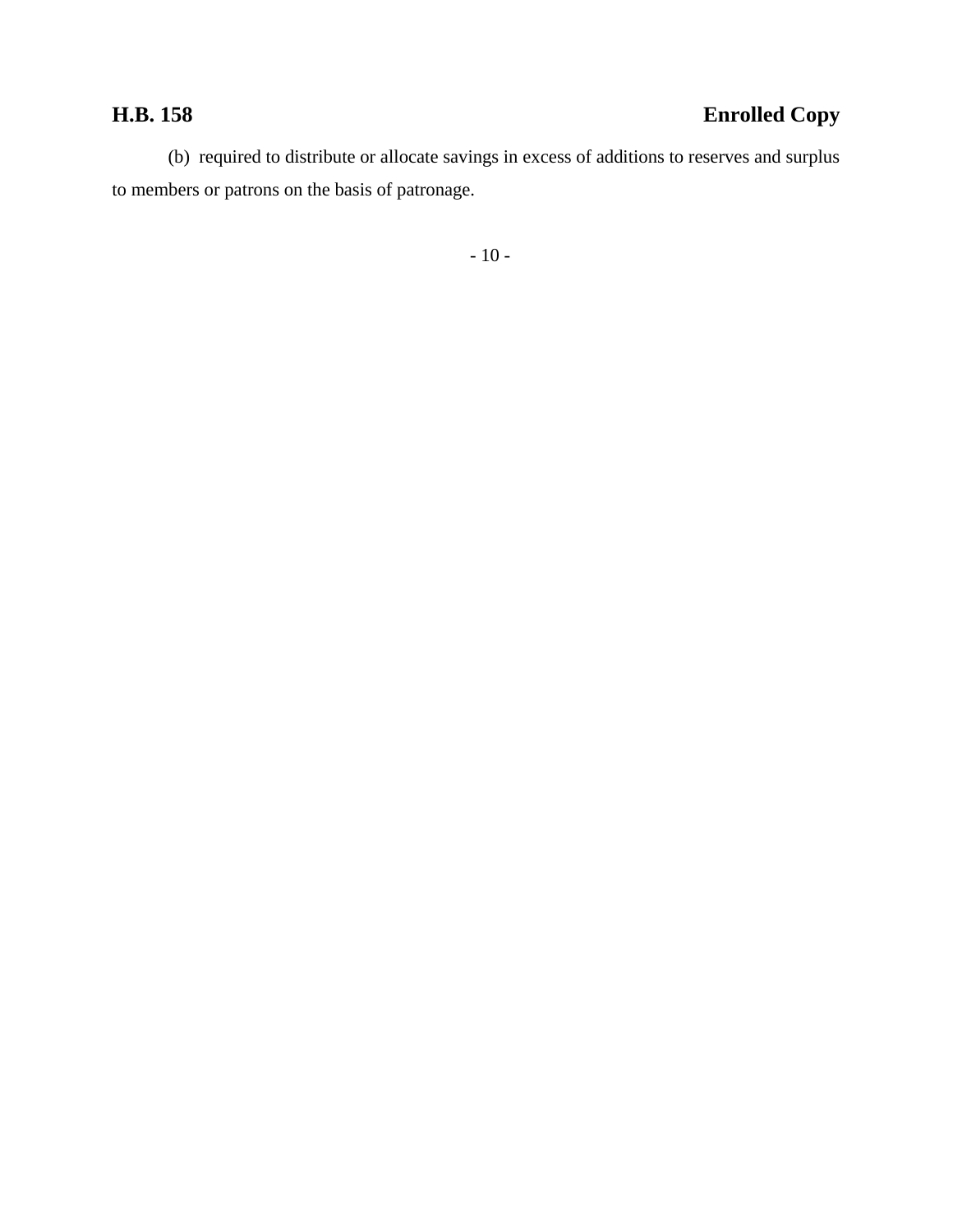(b) required to distribute or allocate savings in excess of additions to reserves and surplus to members or patrons on the basis of patronage.